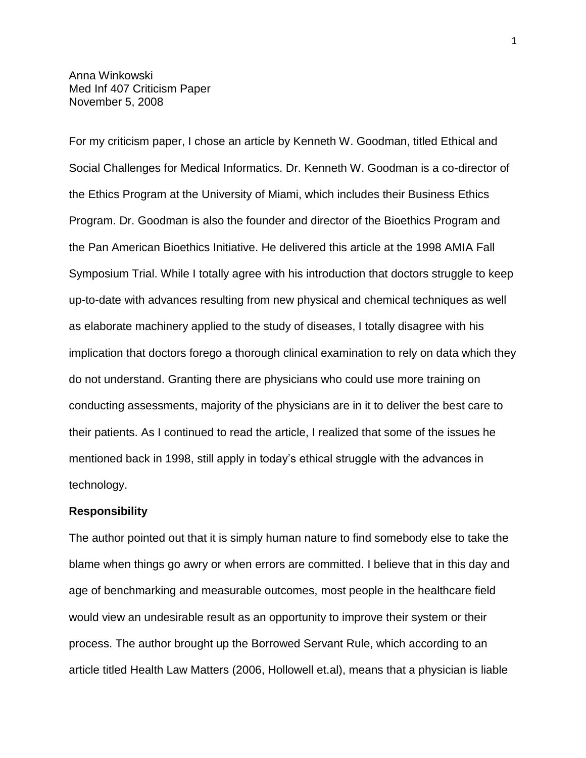Anna Winkowski
Med Inf 407 Criticism Paper
November 5, 2008

For my criticism paper, I chose an article by Kenneth W. Goodman, titled Ethical and Social Challenges for Medical Informatics. Dr. Kenneth W. Goodman is a co-director of the Ethics Program at the University of Miami, which includes their Business Ethics Program. Dr. Goodman is also the founder and director of the Bioethics Program and the Pan American Bioethics Initiative. He delivered this article at the 1998 AMIA Fall Symposium Trial. While I totally agree with his introduction that doctors struggle to keep up-to-date with advances resulting from new physical and chemical techniques as well as elaborate machinery applied to the study of diseases, I totally disagree with his implication that doctors forego a thorough clinical examination to rely on data which they do not understand. Granting there are physicians who could use more training on conducting assessments, majority of the physicians are in it to deliver the best care to their patients. As I continued to read the article, I realized that some of the issues he mentioned back in 1998, still apply in today's ethical struggle with the advances in technology.

**Responsibility**

The author pointed out that it is simply human nature to find somebody else to take the blame when things go awry or when errors are committed. I believe that in this day and age of benchmarking and measurable outcomes, most people in the healthcare field would view an undesirable result as an opportunity to improve their system or their process. The author brought up the Borrowed Servant Rule, which according to an article titled Health Law Matters (2006, Hollowell et.al), means that a physician is liable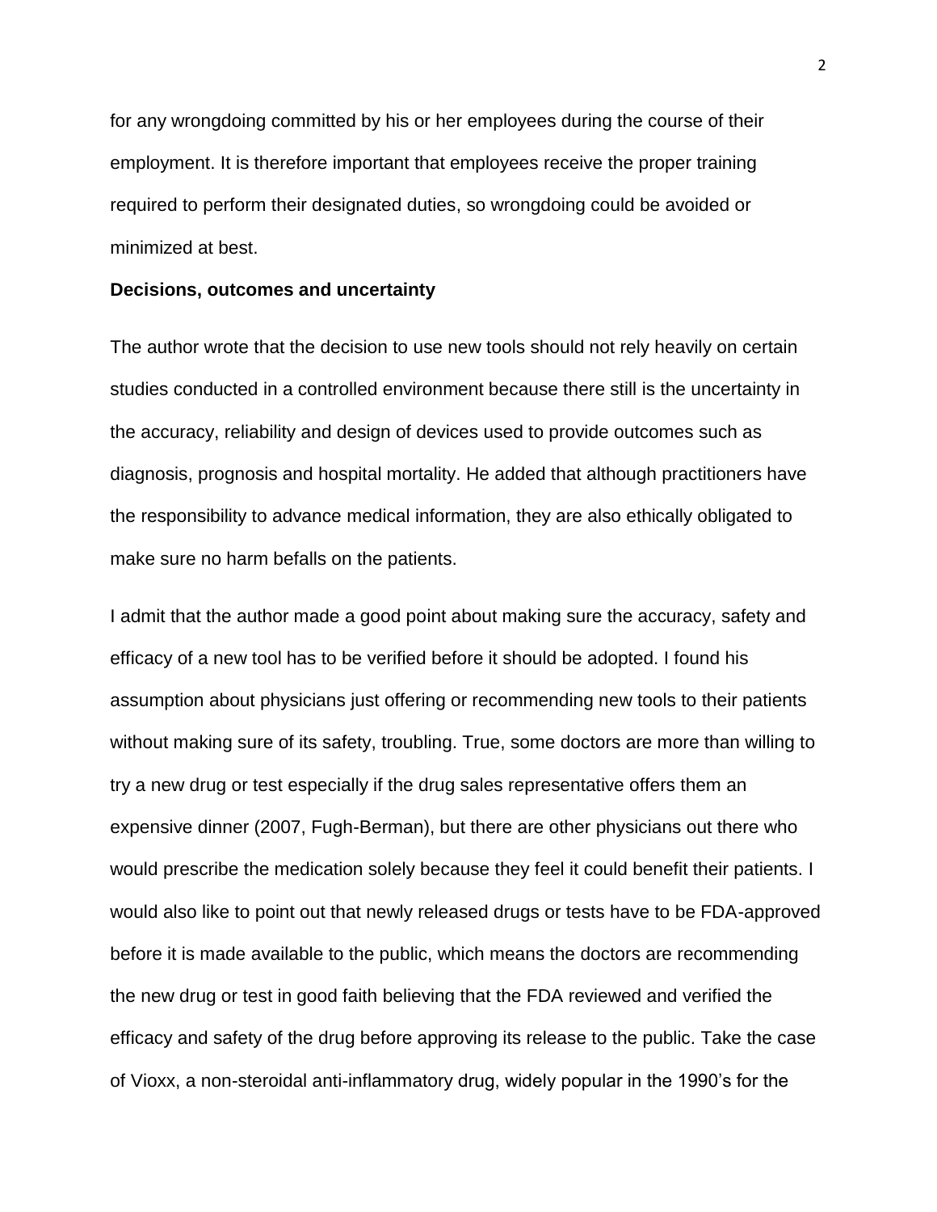for any wrongdoing committed by his or her employees during the course of their employment. It is therefore important that employees receive the proper training required to perform their designated duties, so wrongdoing could be avoided or minimized at best.

**Decisions, outcomes and uncertainty**

The author wrote that the decision to use new tools should not rely heavily on certain studies conducted in a controlled environment because there still is the uncertainty in the accuracy, reliability and design of devices used to provide outcomes such as diagnosis, prognosis and hospital mortality. He added that although practitioners have the responsibility to advance medical information, they are also ethically obligated to make sure no harm befalls on the patients.

I admit that the author made a good point about making sure the accuracy, safety and efficacy of a new tool has to be verified before it should be adopted. I found his assumption about physicians just offering or recommending new tools to their patients without making sure of its safety, troubling. True, some doctors are more than willing to try a new drug or test especially if the drug sales representative offers them an expensive dinner (2007, Fugh-Berman), but there are other physicians out there who would prescribe the medication solely because they feel it could benefit their patients. I would also like to point out that newly released drugs or tests have to be FDA-approved before it is made available to the public, which means the doctors are recommending the new drug or test in good faith believing that the FDA reviewed and verified the efficacy and safety of the drug before approving its release to the public. Take the case of Vioxx, a non-steroidal anti-inflammatory drug, widely popular in the 1990's for the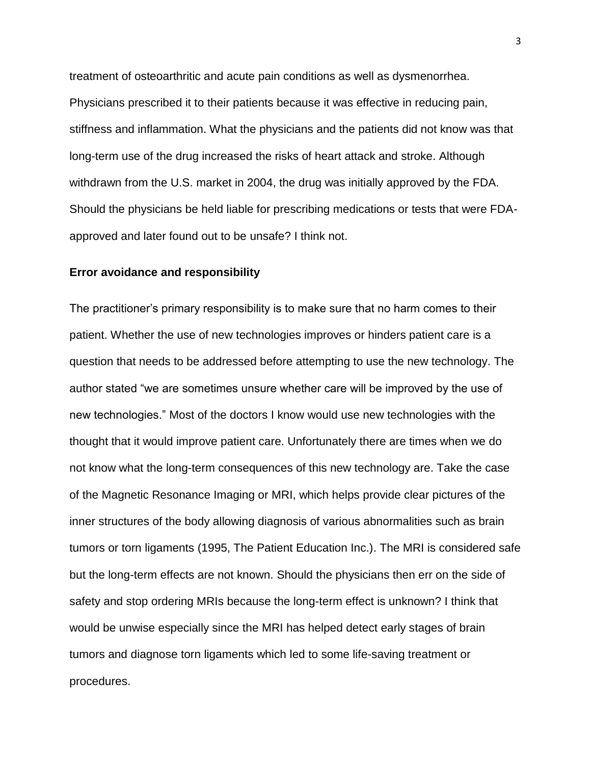treatment of osteoarthritic and acute pain conditions as well as dysmenorrhea. Physicians prescribed it to their patients because it was effective in reducing pain, stiffness and inflammation. What the physicians and the patients did not know was that long-term use of the drug increased the risks of heart attack and stroke. Although withdrawn from the U.S. market in 2004, the drug was initially approved by the FDA. Should the physicians be held liable for prescribing medications or tests that were FDA-approved and later found out to be unsafe? I think not.

**Error avoidance and responsibility**

The practitioner's primary responsibility is to make sure that no harm comes to their patient. Whether the use of new technologies improves or hinders patient care is a question that needs to be addressed before attempting to use the new technology. The author stated "we are sometimes unsure whether care will be improved by the use of new technologies." Most of the doctors I know would use new technologies with the thought that it would improve patient care. Unfortunately there are times when we do not know what the long-term consequences of this new technology are. Take the case of the Magnetic Resonance Imaging or MRI, which helps provide clear pictures of the inner structures of the body allowing diagnosis of various abnormalities such as brain tumors or torn ligaments (1995, The Patient Education Inc.). The MRI is considered safe but the long-term effects are not known. Should the physicians then err on the side of safety and stop ordering MRIs because the long-term effect is unknown? I think that would be unwise especially since the MRI has helped detect early stages of brain tumors and diagnose torn ligaments which led to some life-saving treatment or procedures.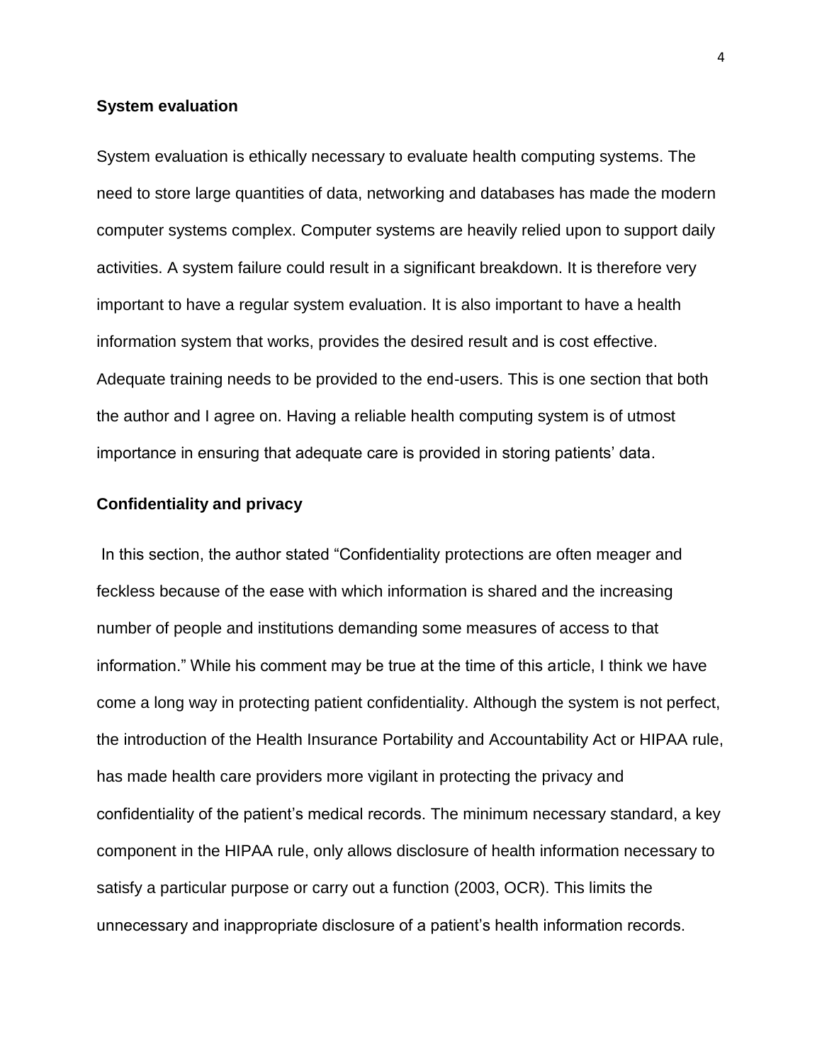**System evaluation**

System evaluation is ethically necessary to evaluate health computing systems. The need to store large quantities of data, networking and databases has made the modern computer systems complex. Computer systems are heavily relied upon to support daily activities. A system failure could result in a significant breakdown. It is therefore very important to have a regular system evaluation. It is also important to have a health information system that works, provides the desired result and is cost effective. Adequate training needs to be provided to the end-users. This is one section that both the author and I agree on. Having a reliable health computing system is of utmost importance in ensuring that adequate care is provided in storing patients' data.

**Confidentiality and privacy**

In this section, the author stated "Confidentiality protections are often meager and feckless because of the ease with which information is shared and the increasing number of people and institutions demanding some measures of access to that information." While his comment may be true at the time of this article, I think we have come a long way in protecting patient confidentiality. Although the system is not perfect, the introduction of the Health Insurance Portability and Accountability Act or HIPAA rule, has made health care providers more vigilant in protecting the privacy and confidentiality of the patient's medical records. The minimum necessary standard, a key component in the HIPAA rule, only allows disclosure of health information necessary to satisfy a particular purpose or carry out a function (2003, OCR). This limits the unnecessary and inappropriate disclosure of a patient's health information records.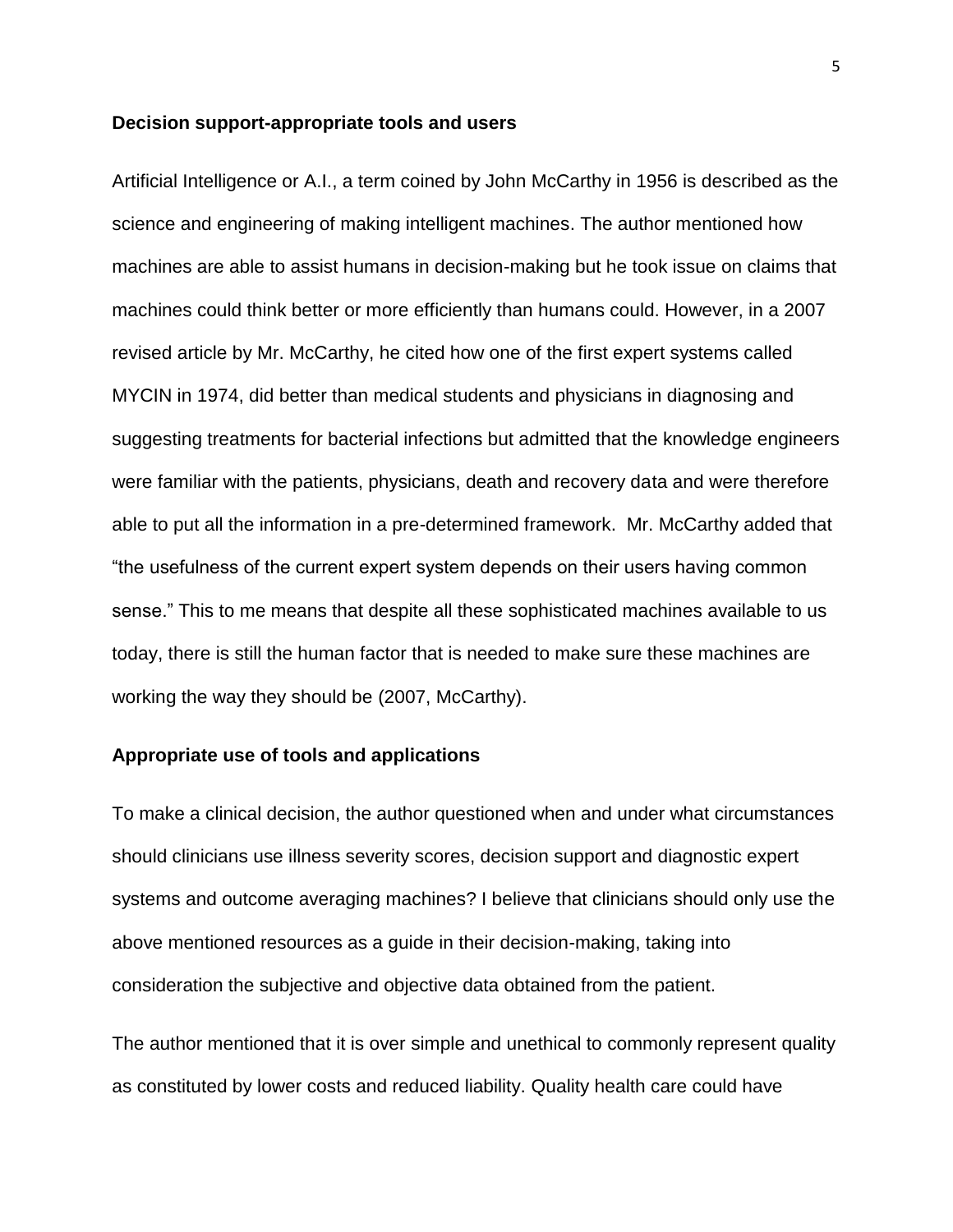**Decision support-appropriate tools and users**

Artificial Intelligence or A.I., a term coined by John McCarthy in 1956 is described as the science and engineering of making intelligent machines. The author mentioned how machines are able to assist humans in decision-making but he took issue on claims that machines could think better or more efficiently than humans could. However, in a 2007 revised article by Mr. McCarthy, he cited how one of the first expert systems called MYCIN in 1974, did better than medical students and physicians in diagnosing and suggesting treatments for bacterial infections but admitted that the knowledge engineers were familiar with the patients, physicians, death and recovery data and were therefore able to put all the information in a pre-determined framework. Mr. McCarthy added that "the usefulness of the current expert system depends on their users having common sense." This to me means that despite all these sophisticated machines available to us today, there is still the human factor that is needed to make sure these machines are working the way they should be (2007, McCarthy).

**Appropriate use of tools and applications**

To make a clinical decision, the author questioned when and under what circumstances should clinicians use illness severity scores, decision support and diagnostic expert systems and outcome averaging machines? I believe that clinicians should only use the above mentioned resources as a guide in their decision-making, taking into consideration the subjective and objective data obtained from the patient.

The author mentioned that it is over simple and unethical to commonly represent quality as constituted by lower costs and reduced liability. Quality health care could have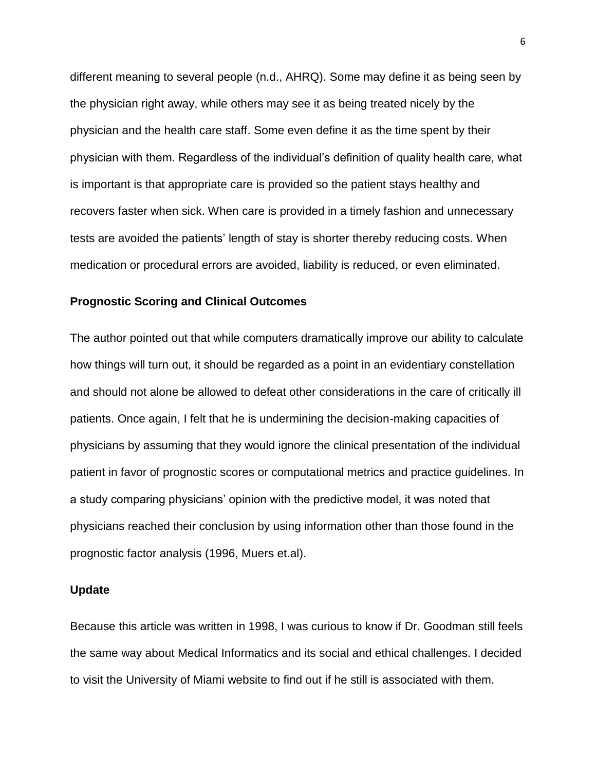different meaning to several people (n.d., AHRQ). Some may define it as being seen by the physician right away, while others may see it as being treated nicely by the physician and the health care staff. Some even define it as the time spent by their physician with them. Regardless of the individual's definition of quality health care, what is important is that appropriate care is provided so the patient stays healthy and recovers faster when sick. When care is provided in a timely fashion and unnecessary tests are avoided the patients' length of stay is shorter thereby reducing costs. When medication or procedural errors are avoided, liability is reduced, or even eliminated.

**Prognostic Scoring and Clinical Outcomes**

The author pointed out that while computers dramatically improve our ability to calculate how things will turn out, it should be regarded as a point in an evidentiary constellation and should not alone be allowed to defeat other considerations in the care of critically ill patients. Once again, I felt that he is undermining the decision-making capacities of physicians by assuming that they would ignore the clinical presentation of the individual patient in favor of prognostic scores or computational metrics and practice guidelines. In a study comparing physicians' opinion with the predictive model, it was noted that physicians reached their conclusion by using information other than those found in the prognostic factor analysis (1996, Muers et.al).

**Update**

Because this article was written in 1998, I was curious to know if Dr. Goodman still feels the same way about Medical Informatics and its social and ethical challenges. I decided to visit the University of Miami website to find out if he still is associated with them.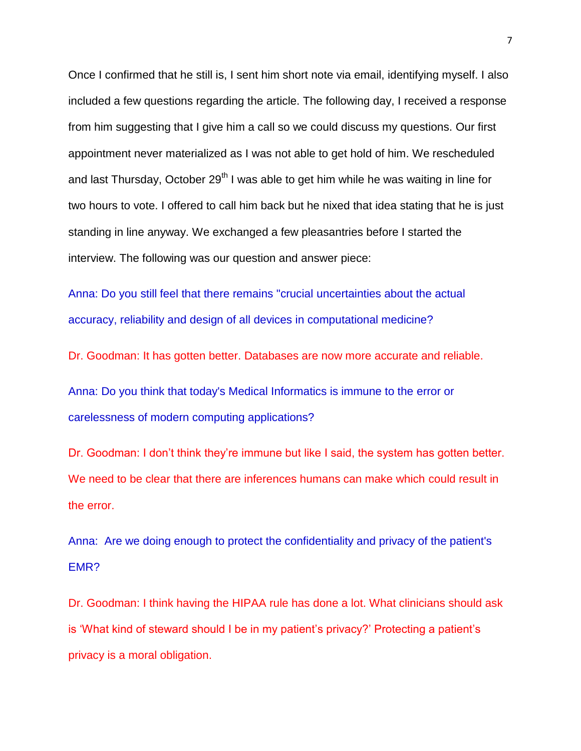Once I confirmed that he still is, I sent him short note via email, identifying myself. I also included a few questions regarding the article. The following day, I received a response from him suggesting that I give him a call so we could discuss my questions. Our first appointment never materialized as I was not able to get hold of him. We rescheduled and last Thursday, October 29th I was able to get him while he was waiting in line for two hours to vote. I offered to call him back but he nixed that idea stating that he is just standing in line anyway. We exchanged a few pleasantries before I started the interview. The following was our question and answer piece:

Anna: Do you still feel that there remains "crucial uncertainties about the actual accuracy, reliability and design of all devices in computational medicine?

Dr. Goodman: It has gotten better. Databases are now more accurate and reliable.

Anna: Do you think that today's Medical Informatics is immune to the error or carelessness of modern computing applications?

Dr. Goodman: I don't think they're immune but like I said, the system has gotten better. We need to be clear that there are inferences humans can make which could result in the error.

Anna: Are we doing enough to protect the confidentiality and privacy of the patient's EMR?

Dr. Goodman: I think having the HIPAA rule has done a lot. What clinicians should ask is 'What kind of steward should I be in my patient's privacy?' Protecting a patient's privacy is a moral obligation.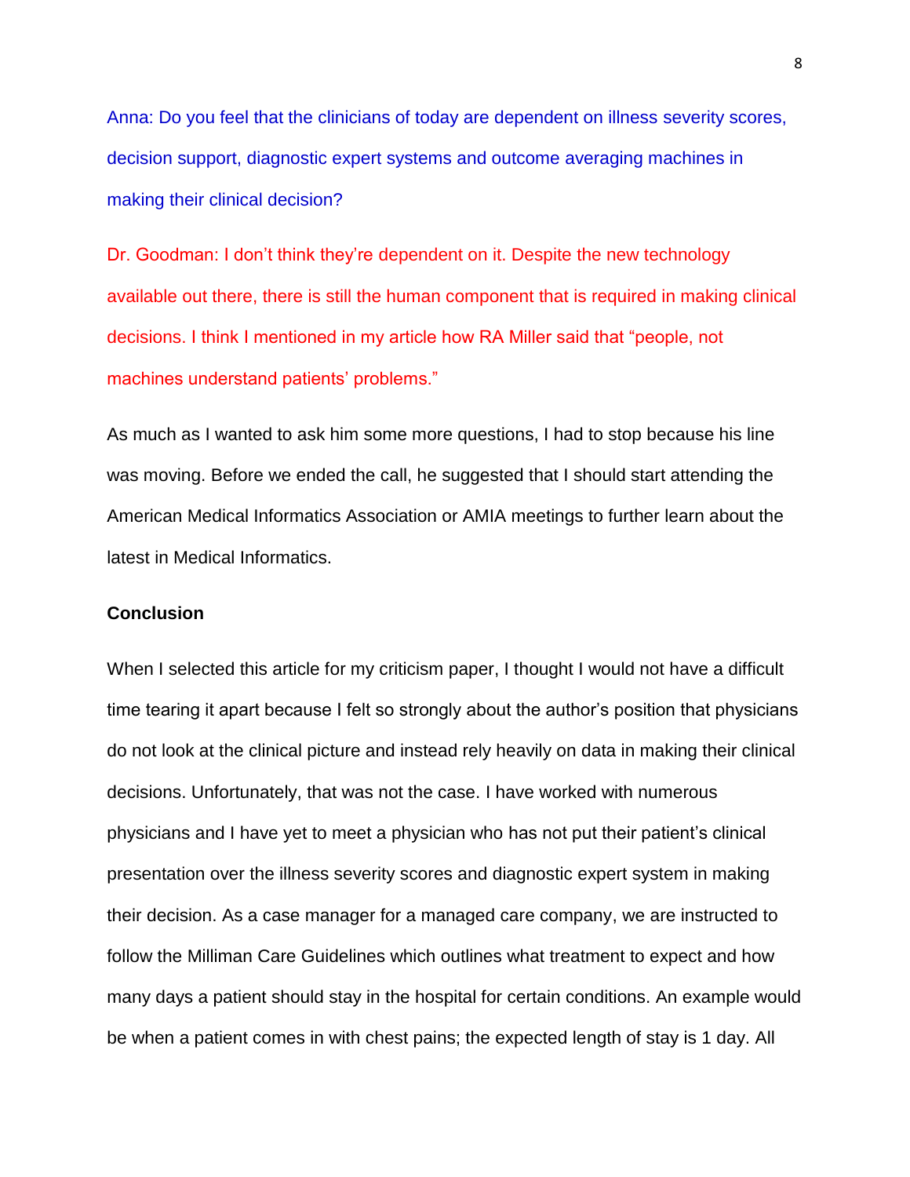Anna: Do you feel that the clinicians of today are dependent on illness severity scores, decision support, diagnostic expert systems and outcome averaging machines in making their clinical decision?

Dr. Goodman: I don't think they're dependent on it. Despite the new technology available out there, there is still the human component that is required in making clinical decisions. I think I mentioned in my article how RA Miller said that "people, not machines understand patients' problems."

As much as I wanted to ask him some more questions, I had to stop because his line was moving. Before we ended the call, he suggested that I should start attending the American Medical Informatics Association or AMIA meetings to further learn about the latest in Medical Informatics.

**Conclusion**

When I selected this article for my criticism paper, I thought I would not have a difficult time tearing it apart because I felt so strongly about the author's position that physicians do not look at the clinical picture and instead rely heavily on data in making their clinical decisions. Unfortunately, that was not the case. I have worked with numerous physicians and I have yet to meet a physician who has not put their patient's clinical presentation over the illness severity scores and diagnostic expert system in making their decision. As a case manager for a managed care company, we are instructed to follow the Milliman Care Guidelines which outlines what treatment to expect and how many days a patient should stay in the hospital for certain conditions. An example would be when a patient comes in with chest pains; the expected length of stay is 1 day. All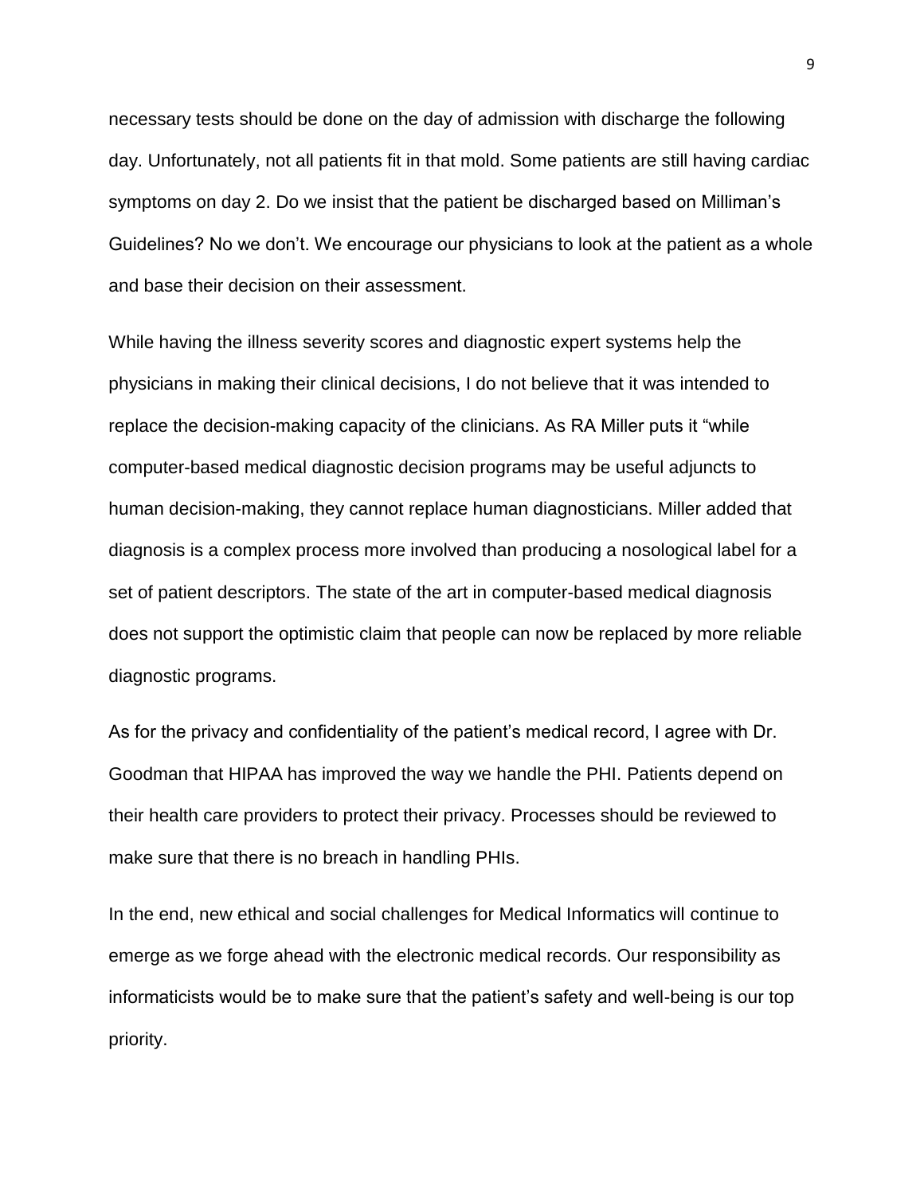necessary tests should be done on the day of admission with discharge the following day. Unfortunately, not all patients fit in that mold. Some patients are still having cardiac symptoms on day 2. Do we insist that the patient be discharged based on Milliman's Guidelines? No we don't. We encourage our physicians to look at the patient as a whole and base their decision on their assessment.

While having the illness severity scores and diagnostic expert systems help the physicians in making their clinical decisions, I do not believe that it was intended to replace the decision-making capacity of the clinicians. As RA Miller puts it "while computer-based medical diagnostic decision programs may be useful adjuncts to human decision-making, they cannot replace human diagnosticians. Miller added that diagnosis is a complex process more involved than producing a nosological label for a set of patient descriptors. The state of the art in computer-based medical diagnosis does not support the optimistic claim that people can now be replaced by more reliable diagnostic programs.

As for the privacy and confidentiality of the patient's medical record, I agree with Dr. Goodman that HIPAA has improved the way we handle the PHI. Patients depend on their health care providers to protect their privacy. Processes should be reviewed to make sure that there is no breach in handling PHIs.

In the end, new ethical and social challenges for Medical Informatics will continue to emerge as we forge ahead with the electronic medical records. Our responsibility as informaticists would be to make sure that the patient's safety and well-being is our top priority.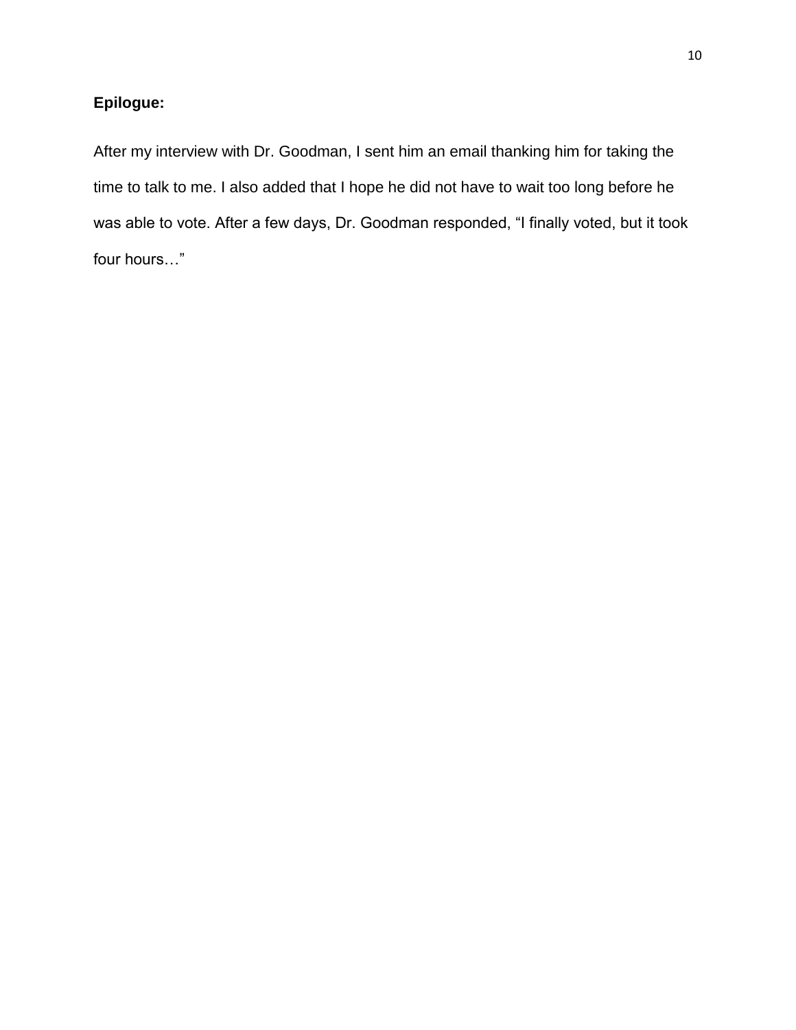**Epilogue:**

After my interview with Dr. Goodman, I sent him an email thanking him for taking the time to talk to me. I also added that I hope he did not have to wait too long before he was able to vote. After a few days, Dr. Goodman responded, "I finally voted, but it took four hours…"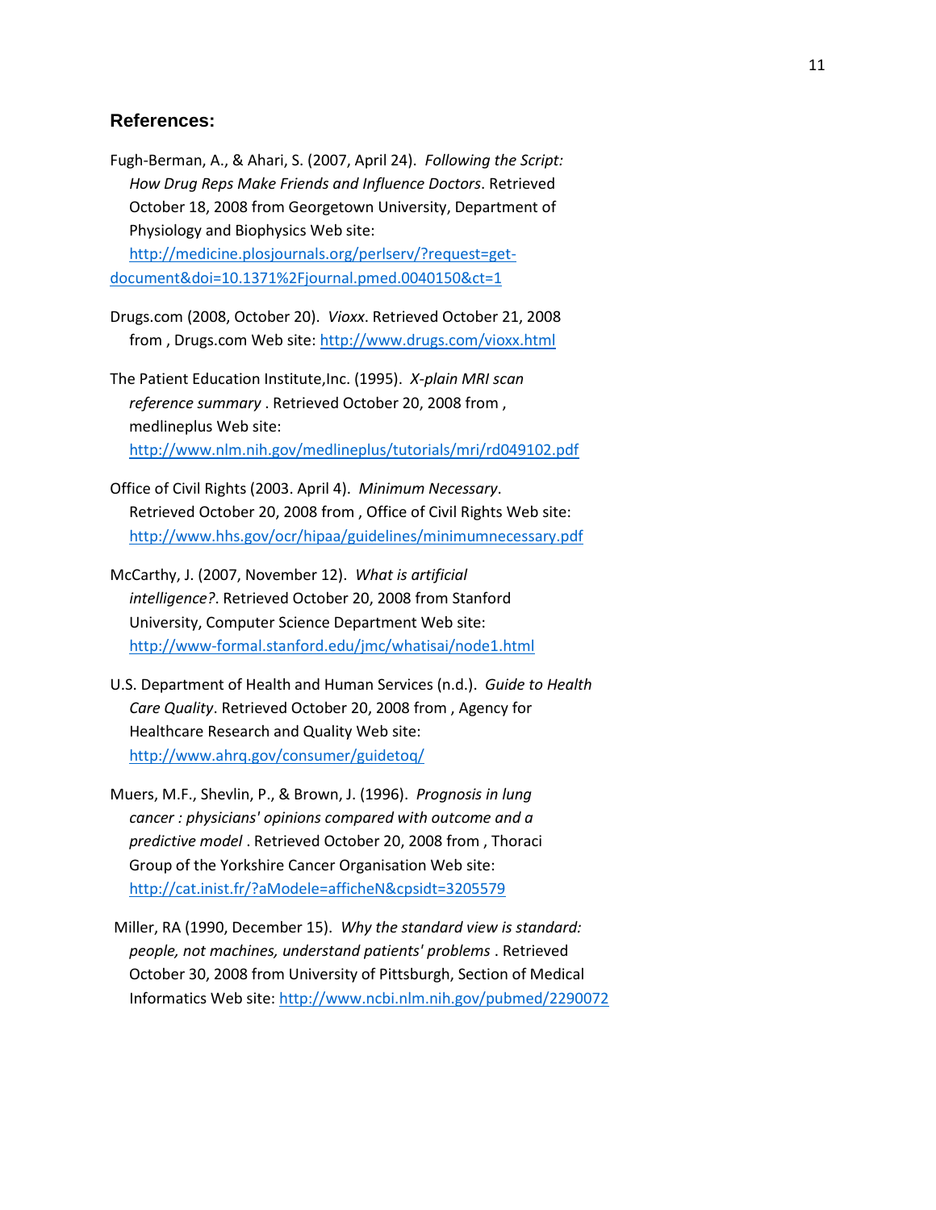## References:

Fugh-Berman, A., & Ahari, S. (2007, April 24). *Following the Script: How Drug Reps Make Friends and Influence Doctors*. Retrieved October 18, 2008 from Georgetown University, Department of Physiology and Biophysics Web site: http://medicine.plosjournals.org/perlserv/?request=get-document&doi=10.1371%2Fjournal.pmed.0040150&ct=1

Drugs.com (2008, October 20). *Vioxx*. Retrieved October 21, 2008 from , Drugs.com Web site: http://www.drugs.com/vioxx.html

The Patient Education Institute,Inc. (1995). *X-plain MRI scan reference summary* . Retrieved October 20, 2008 from , medlineplus Web site: http://www.nlm.nih.gov/medlineplus/tutorials/mri/rd049102.pdf

Office of Civil Rights (2003. April 4). *Minimum Necessary*. Retrieved October 20, 2008 from , Office of Civil Rights Web site: http://www.hhs.gov/ocr/hipaa/guidelines/minimumnecessary.pdf

McCarthy, J. (2007, November 12). *What is artificial intelligence?*. Retrieved October 20, 2008 from Stanford University, Computer Science Department Web site: http://www-formal.stanford.edu/jmc/whatisai/node1.html

U.S. Department of Health and Human Services (n.d.). *Guide to Health Care Quality*. Retrieved October 20, 2008 from , Agency for Healthcare Research and Quality Web site: http://www.ahrq.gov/consumer/guidetoq/

Muers, M.F., Shevlin, P., & Brown, J. (1996). *Prognosis in lung cancer : physicians' opinions compared with outcome and a predictive model* . Retrieved October 20, 2008 from , Thoraci Group of the Yorkshire Cancer Organisation Web site: http://cat.inist.fr/?aModele=afficheN&cpsidt=3205579

Miller, RA (1990, December 15). *Why the standard view is standard: people, not machines, understand patients' problems* . Retrieved October 30, 2008 from University of Pittsburgh, Section of Medical Informatics Web site: http://www.ncbi.nlm.nih.gov/pubmed/2290072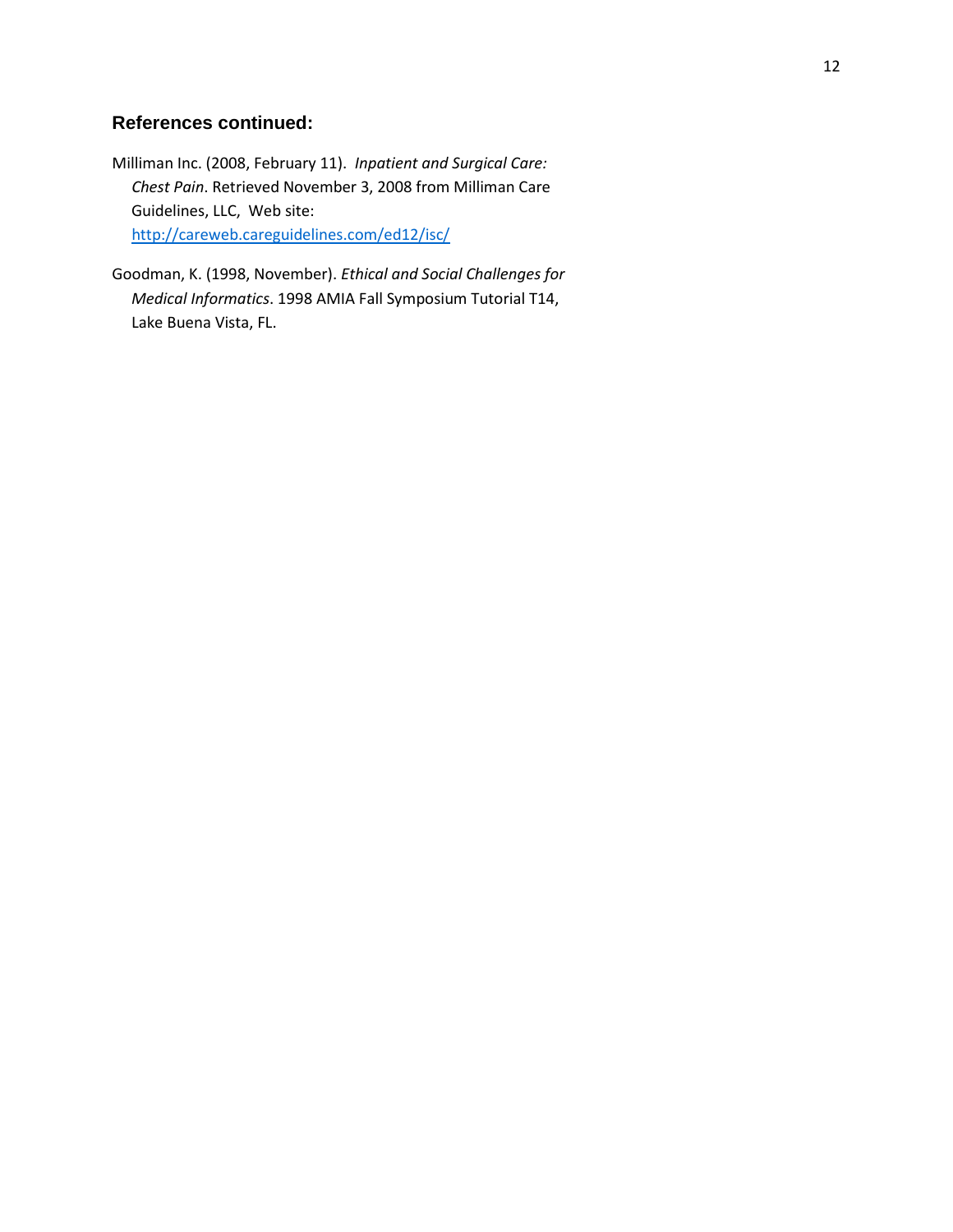## References continued:

Milliman Inc. (2008, February 11). *Inpatient and Surgical Care: Chest Pain*. Retrieved November 3, 2008 from Milliman Care Guidelines, LLC, Web site: [http://careweb.careguidelines.com/ed12/isc/](http://careweb.careguidelines.com/ed12/isc/)

Goodman, K. (1998, November). *Ethical and Social Challenges for Medical Informatics*. 1998 AMIA Fall Symposium Tutorial T14, Lake Buena Vista, FL.